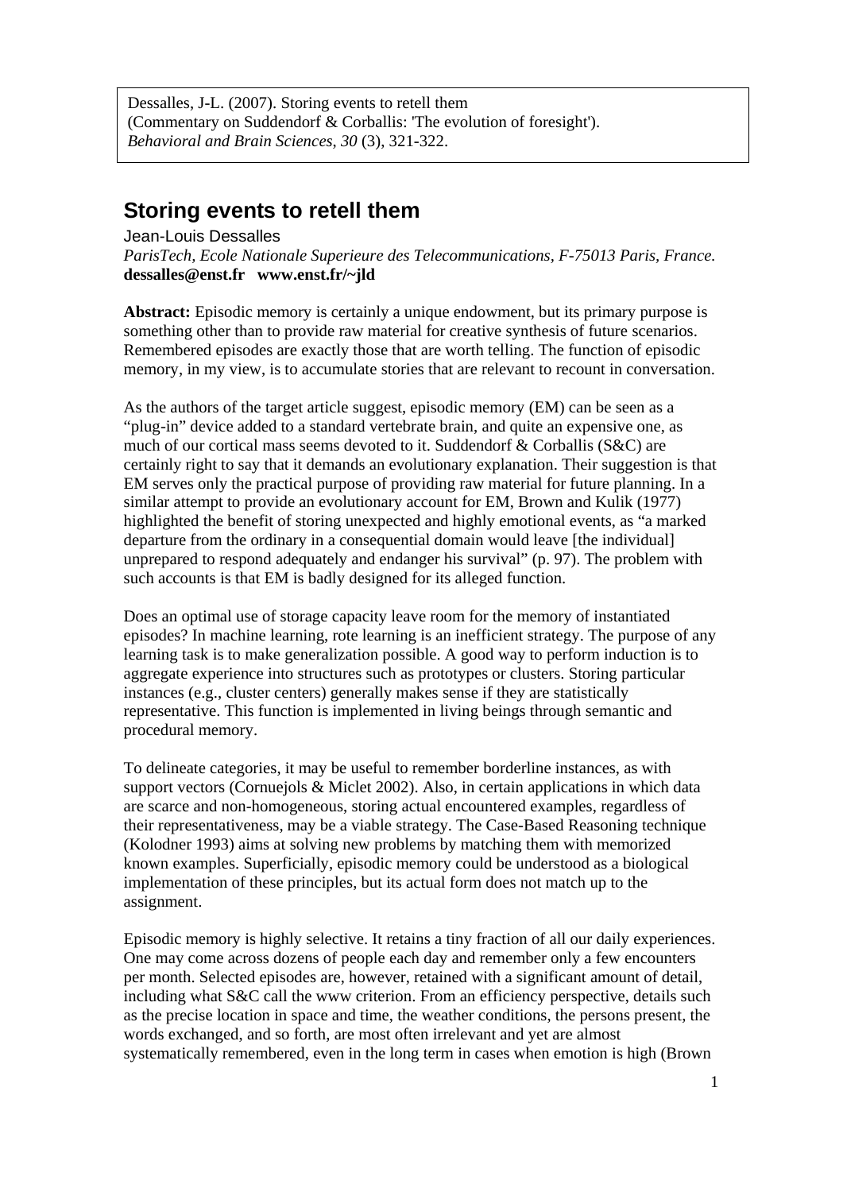Dessalles, J-L. (2007). Storing events to retell them
(Commentary on Suddendorf & Corballis: 'The evolution of foresight').
*Behavioral and Brain Sciences, 30* (3), 321-322.

# Storing events to retell them

Jean-Louis Dessalles
*ParisTech, Ecole Nationale Superieure des Telecommunications, F-75013 Paris, France.*
**dessalles@enst.fr www.enst.fr/~jld**

**Abstract:** Episodic memory is certainly a unique endowment, but its primary purpose is something other than to provide raw material for creative synthesis of future scenarios. Remembered episodes are exactly those that are worth telling. The function of episodic memory, in my view, is to accumulate stories that are relevant to recount in conversation.

As the authors of the target article suggest, episodic memory (EM) can be seen as a "plug-in" device added to a standard vertebrate brain, and quite an expensive one, as much of our cortical mass seems devoted to it. Suddendorf & Corballis (S&C) are certainly right to say that it demands an evolutionary explanation. Their suggestion is that EM serves only the practical purpose of providing raw material for future planning. In a similar attempt to provide an evolutionary account for EM, Brown and Kulik (1977) highlighted the benefit of storing unexpected and highly emotional events, as "a marked departure from the ordinary in a consequential domain would leave [the individual] unprepared to respond adequately and endanger his survival" (p. 97). The problem with such accounts is that EM is badly designed for its alleged function.

Does an optimal use of storage capacity leave room for the memory of instantiated episodes? In machine learning, rote learning is an inefficient strategy. The purpose of any learning task is to make generalization possible. A good way to perform induction is to aggregate experience into structures such as prototypes or clusters. Storing particular instances (e.g., cluster centers) generally makes sense if they are statistically representative. This function is implemented in living beings through semantic and procedural memory.

To delineate categories, it may be useful to remember borderline instances, as with support vectors (Cornuejols & Miclet 2002). Also, in certain applications in which data are scarce and non-homogeneous, storing actual encountered examples, regardless of their representativeness, may be a viable strategy. The Case-Based Reasoning technique (Kolodner 1993) aims at solving new problems by matching them with memorized known examples. Superficially, episodic memory could be understood as a biological implementation of these principles, but its actual form does not match up to the assignment.

Episodic memory is highly selective. It retains a tiny fraction of all our daily experiences. One may come across dozens of people each day and remember only a few encounters per month. Selected episodes are, however, retained with a significant amount of detail, including what S&C call the www criterion. From an efficiency perspective, details such as the precise location in space and time, the weather conditions, the persons present, the words exchanged, and so forth, are most often irrelevant and yet are almost systematically remembered, even in the long term in cases when emotion is high (Brown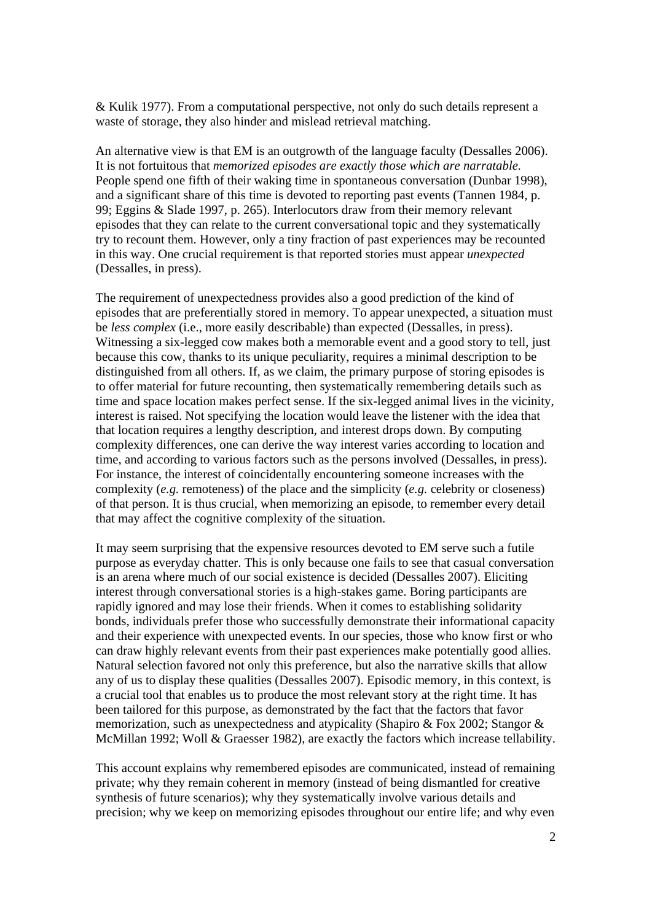& Kulik 1977). From a computational perspective, not only do such details represent a waste of storage, they also hinder and mislead retrieval matching.

An alternative view is that EM is an outgrowth of the language faculty (Dessalles 2006). It is not fortuitous that *memorized episodes are exactly those which are narratable.* People spend one fifth of their waking time in spontaneous conversation (Dunbar 1998), and a significant share of this time is devoted to reporting past events (Tannen 1984, p. 99; Eggins & Slade 1997, p. 265). Interlocutors draw from their memory relevant episodes that they can relate to the current conversational topic and they systematically try to recount them. However, only a tiny fraction of past experiences may be recounted in this way. One crucial requirement is that reported stories must appear *unexpected* (Dessalles, in press).

The requirement of unexpectedness provides also a good prediction of the kind of episodes that are preferentially stored in memory. To appear unexpected, a situation must be *less complex* (i.e., more easily describable) than expected (Dessalles, in press). Witnessing a six-legged cow makes both a memorable event and a good story to tell, just because this cow, thanks to its unique peculiarity, requires a minimal description to be distinguished from all others. If, as we claim, the primary purpose of storing episodes is to offer material for future recounting, then systematically remembering details such as time and space location makes perfect sense. If the six-legged animal lives in the vicinity, interest is raised. Not specifying the location would leave the listener with the idea that that location requires a lengthy description, and interest drops down. By computing complexity differences, one can derive the way interest varies according to location and time, and according to various factors such as the persons involved (Dessalles, in press). For instance, the interest of coincidentally encountering someone increases with the complexity (*e.g.* remoteness) of the place and the simplicity (*e.g.* celebrity or closeness) of that person. It is thus crucial, when memorizing an episode, to remember every detail that may affect the cognitive complexity of the situation.

It may seem surprising that the expensive resources devoted to EM serve such a futile purpose as everyday chatter. This is only because one fails to see that casual conversation is an arena where much of our social existence is decided (Dessalles 2007). Eliciting interest through conversational stories is a high-stakes game. Boring participants are rapidly ignored and may lose their friends. When it comes to establishing solidarity bonds, individuals prefer those who successfully demonstrate their informational capacity and their experience with unexpected events. In our species, those who know first or who can draw highly relevant events from their past experiences make potentially good allies. Natural selection favored not only this preference, but also the narrative skills that allow any of us to display these qualities (Dessalles 2007). Episodic memory, in this context, is a crucial tool that enables us to produce the most relevant story at the right time. It has been tailored for this purpose, as demonstrated by the fact that the factors that favor memorization, such as unexpectedness and atypicality (Shapiro & Fox 2002; Stangor & McMillan 1992; Woll & Graesser 1982), are exactly the factors which increase tellability.

This account explains why remembered episodes are communicated, instead of remaining private; why they remain coherent in memory (instead of being dismantled for creative synthesis of future scenarios); why they systematically involve various details and precision; why we keep on memorizing episodes throughout our entire life; and why even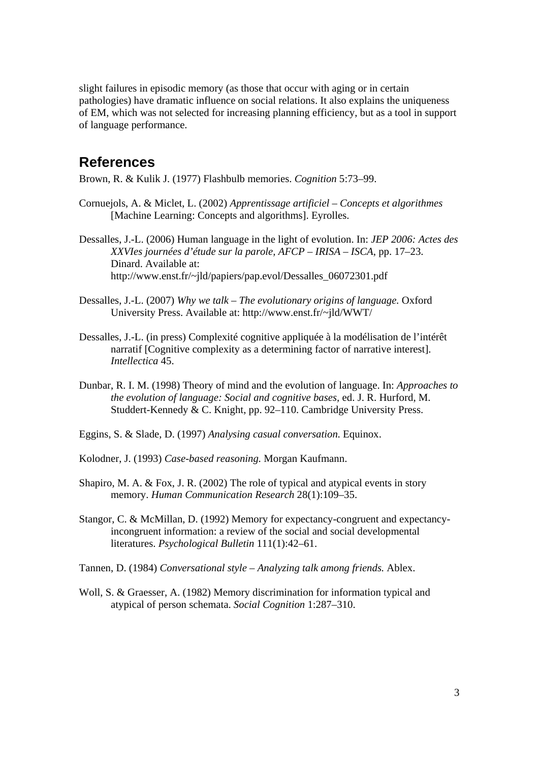slight failures in episodic memory (as those that occur with aging or in certain pathologies) have dramatic influence on social relations. It also explains the uniqueness of EM, which was not selected for increasing planning efficiency, but as a tool in support of language performance.

## References

Brown, R. & Kulik J. (1977) Flashbulb memories. *Cognition* 5:73–99.

Cornuejols, A. & Miclet, L. (2002) *Apprentissage artificiel – Concepts et algorithmes* [Machine Learning: Concepts and algorithms]. Eyrolles.

Dessalles, J.-L. (2006) Human language in the light of evolution. In: *JEP 2006: Actes des XXVIes journées d'étude sur la parole, AFCP – IRISA – ISCA*, pp. 17–23. Dinard. Available at: http://www.enst.fr/~jld/papiers/pap.evol/Dessalles_06072301.pdf

Dessalles, J.-L. (2007) *Why we talk – The evolutionary origins of language.* Oxford University Press. Available at: http://www.enst.fr/~jld/WWT/

Dessalles, J.-L. (in press) Complexité cognitive appliquée à la modélisation de l'intérêt narratif [Cognitive complexity as a determining factor of narrative interest]. *Intellectica* 45.

Dunbar, R. I. M. (1998) Theory of mind and the evolution of language. In: *Approaches to the evolution of language: Social and cognitive bases,* ed. J. R. Hurford, M. Studdert-Kennedy & C. Knight, pp. 92–110. Cambridge University Press.

Eggins, S. & Slade, D. (1997) *Analysing casual conversation.* Equinox.

Kolodner, J. (1993) *Case-based reasoning.* Morgan Kaufmann.

Shapiro, M. A. & Fox, J. R. (2002) The role of typical and atypical events in story memory. *Human Communication Research* 28(1):109–35.

Stangor, C. & McMillan, D. (1992) Memory for expectancy-congruent and expectancy-incongruent information: a review of the social and social developmental literatures. *Psychological Bulletin* 111(1):42–61.

Tannen, D. (1984) *Conversational style – Analyzing talk among friends.* Ablex.

Woll, S. & Graesser, A. (1982) Memory discrimination for information typical and atypical of person schemata. *Social Cognition* 1:287–310.